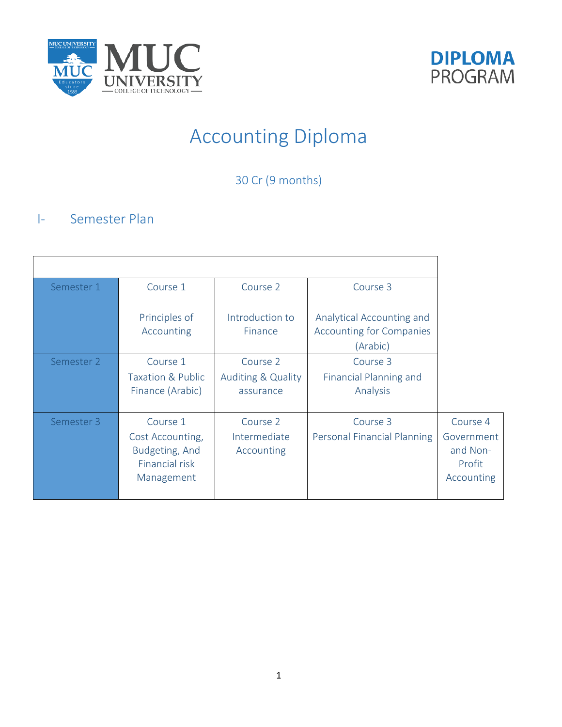DIPLOMA PROGRAM

# Accounting Diploma

30 Cr (9 months)

## I- Semester Plan

| | | | | |
|---|---|---|---|---|
| Semester 1 | Course 1<br><br>Principles of Accounting | Course 2<br><br>Introduction to Finance | Course 3<br><br>Analytical Accounting and Accounting for Companies (Arabic) | |
| Semester 2 | Course 1<br>Taxation & Public Finance (Arabic) | Course 2<br>Auditing & Quality assurance | Course 3<br>Financial Planning and Analysis | |
| Semester 3 | Course 1<br>Cost Accounting, Budgeting, And Financial risk Management | Course 2<br>Intermediate Accounting | Course 3<br>Personal Financial Planning | Course 4<br>Government and Non-Profit Accounting |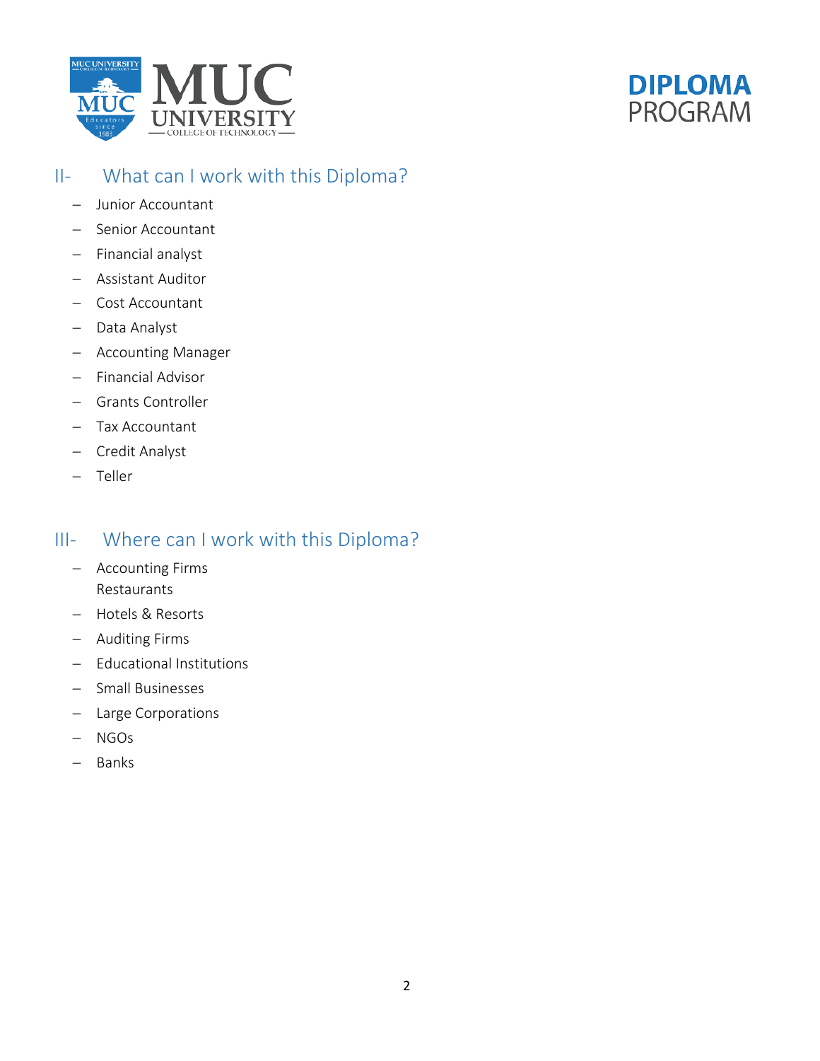## II- What can I work with this Diploma?

- Junior Accountant
- Senior Accountant
- Financial analyst
- Assistant Auditor
- Cost Accountant
- Data Analyst
- Accounting Manager
- Financial Advisor
- Grants Controller
- Tax Accountant
- Credit Analyst
- Teller

## III- Where can I work with this Diploma?

- Accounting Firms
  Restaurants
- Hotels & Resorts
- Auditing Firms
- Educational Institutions
- Small Businesses
- Large Corporations
- NGOs
- Banks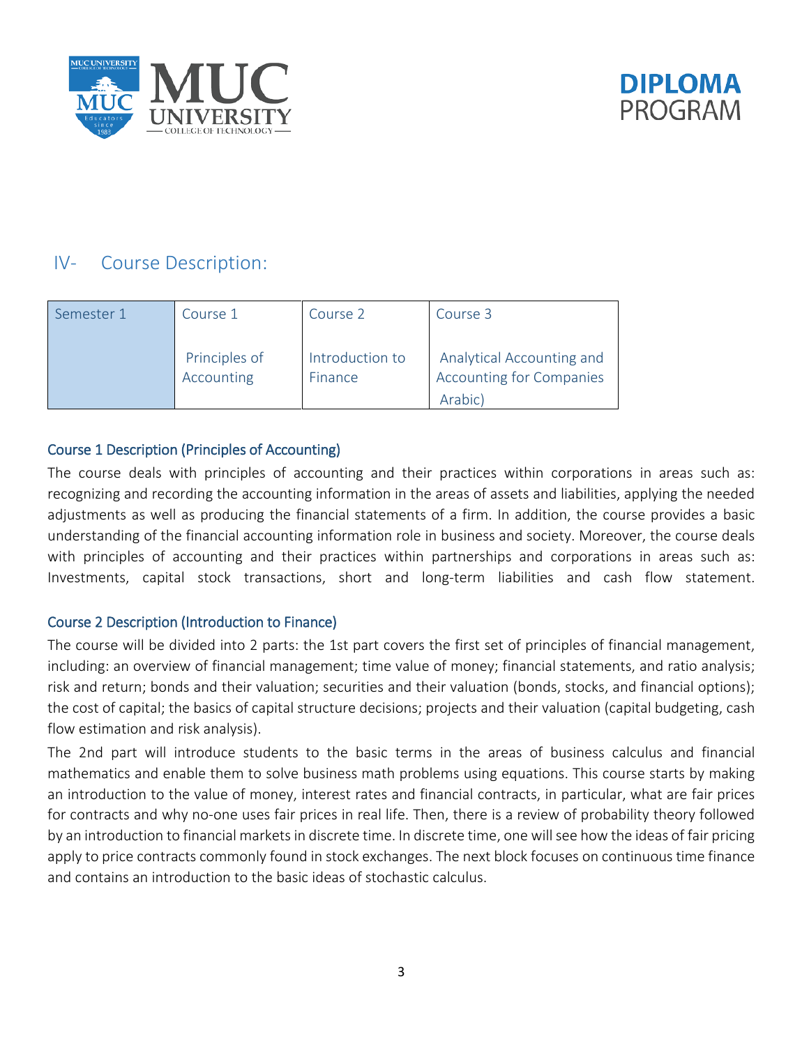## IV- Course Description:

| Semester 1 | Course 1<br><br>Principles of Accounting | Course 2<br><br>Introduction to Finance | Course 3<br><br>Analytical Accounting and Accounting for Companies Arabic) |
|---|---|---|---|

### Course 1 Description (Principles of Accounting)

The course deals with principles of accounting and their practices within corporations in areas such as: recognizing and recording the accounting information in the areas of assets and liabilities, applying the needed adjustments as well as producing the financial statements of a firm. In addition, the course provides a basic understanding of the financial accounting information role in business and society. Moreover, the course deals with principles of accounting and their practices within partnerships and corporations in areas such as: Investments, capital stock transactions, short and long-term liabilities and cash flow statement.

### Course 2 Description (Introduction to Finance)

The course will be divided into 2 parts: the 1st part covers the first set of principles of financial management, including: an overview of financial management; time value of money; financial statements, and ratio analysis; risk and return; bonds and their valuation; securities and their valuation (bonds, stocks, and financial options); the cost of capital; the basics of capital structure decisions; projects and their valuation (capital budgeting, cash flow estimation and risk analysis).

The 2nd part will introduce students to the basic terms in the areas of business calculus and financial mathematics and enable them to solve business math problems using equations. This course starts by making an introduction to the value of money, interest rates and financial contracts, in particular, what are fair prices for contracts and why no-one uses fair prices in real life. Then, there is a review of probability theory followed by an introduction to financial markets in discrete time. In discrete time, one will see how the ideas of fair pricing apply to price contracts commonly found in stock exchanges. The next block focuses on continuous time finance and contains an introduction to the basic ideas of stochastic calculus.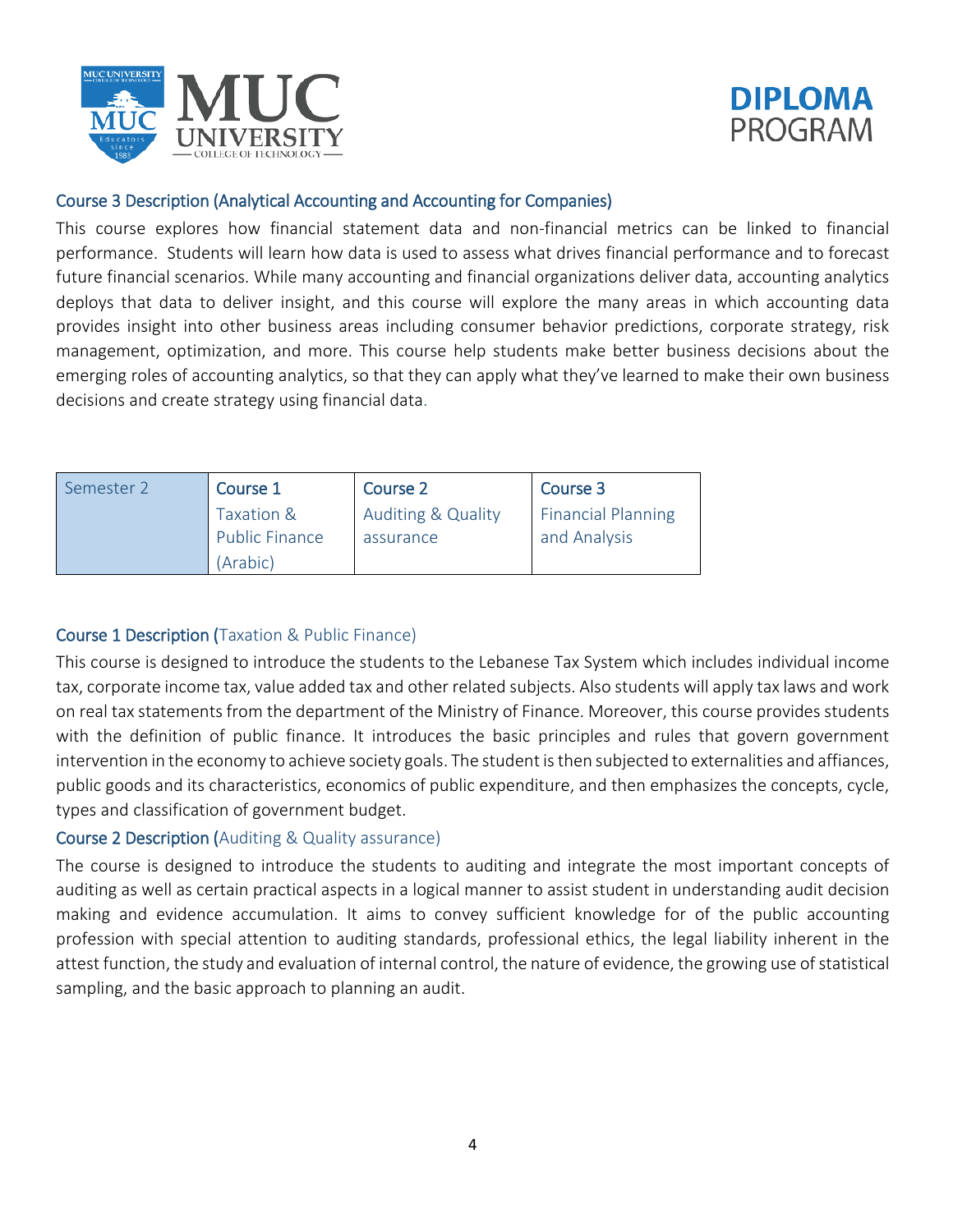### Course 3 Description (Analytical Accounting and Accounting for Companies)

This course explores how financial statement data and non-financial metrics can be linked to financial performance. Students will learn how data is used to assess what drives financial performance and to forecast future financial scenarios. While many accounting and financial organizations deliver data, accounting analytics deploys that data to deliver insight, and this course will explore the many areas in which accounting data provides insight into other business areas including consumer behavior predictions, corporate strategy, risk management, optimization, and more. This course help students make better business decisions about the emerging roles of accounting analytics, so that they can apply what they've learned to make their own business decisions and create strategy using financial data.

| Semester 2 | Course 1 | Course 2 | Course 3 |
|---|---|---|---|
| | Taxation & Public Finance (Arabic) | Auditing & Quality assurance | Financial Planning and Analysis |

### Course 1 Description (Taxation & Public Finance)

This course is designed to introduce the students to the Lebanese Tax System which includes individual income tax, corporate income tax, value added tax and other related subjects. Also students will apply tax laws and work on real tax statements from the department of the Ministry of Finance. Moreover, this course provides students with the definition of public finance. It introduces the basic principles and rules that govern government intervention in the economy to achieve society goals. The student is then subjected to externalities and affiances, public goods and its characteristics, economics of public expenditure, and then emphasizes the concepts, cycle, types and classification of government budget.

### Course 2 Description (Auditing & Quality assurance)

The course is designed to introduce the students to auditing and integrate the most important concepts of auditing as well as certain practical aspects in a logical manner to assist student in understanding audit decision making and evidence accumulation. It aims to convey sufficient knowledge for of the public accounting profession with special attention to auditing standards, professional ethics, the legal liability inherent in the attest function, the study and evaluation of internal control, the nature of evidence, the growing use of statistical sampling, and the basic approach to planning an audit.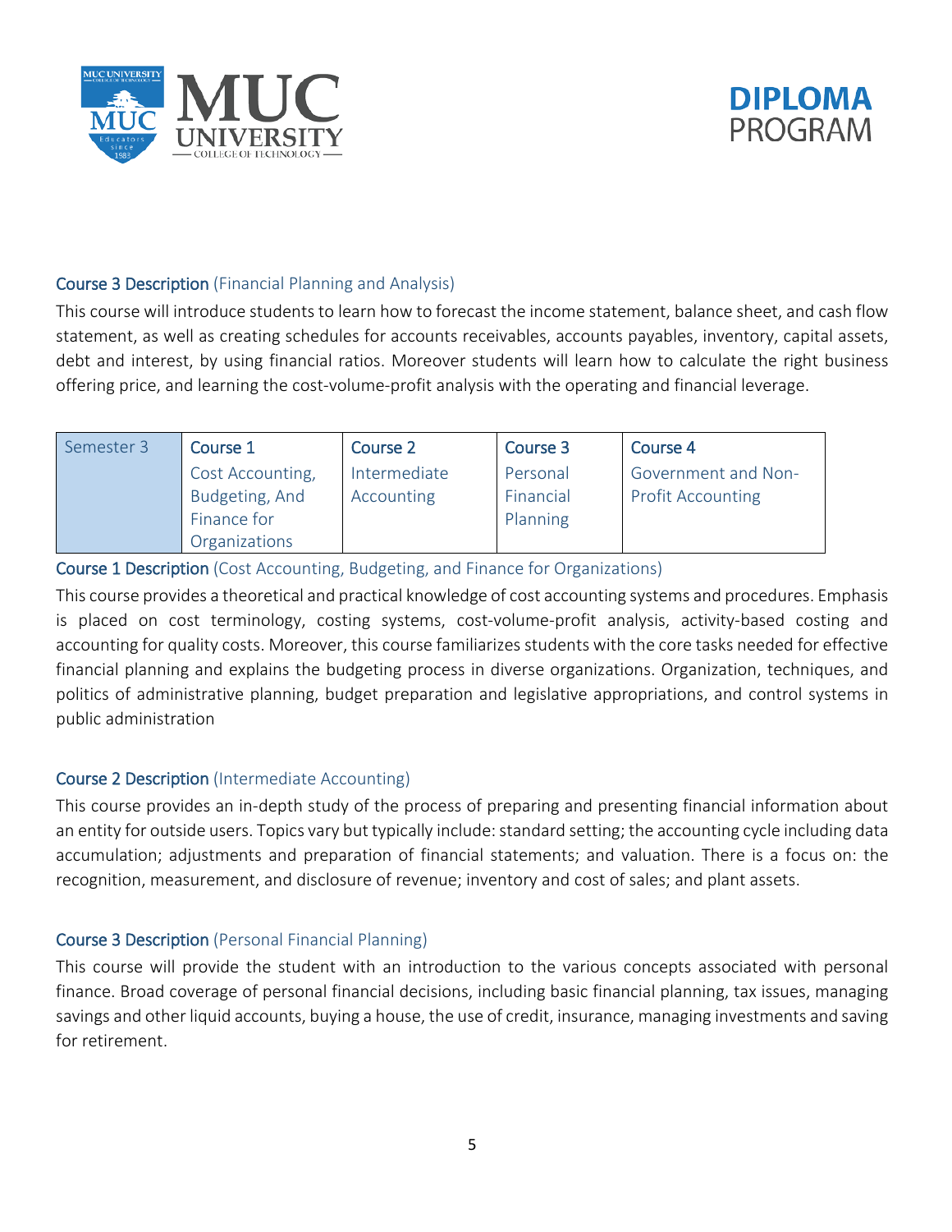### Course 3 Description (Financial Planning and Analysis)

This course will introduce students to learn how to forecast the income statement, balance sheet, and cash flow statement, as well as creating schedules for accounts receivables, accounts payables, inventory, capital assets, debt and interest, by using financial ratios. Moreover students will learn how to calculate the right business offering price, and learning the cost-volume-profit analysis with the operating and financial leverage.

| Semester 3 | Course 1 | Course 2 | Course 3 | Course 4 |
|---|---|---|---|---|
| | Cost Accounting, Budgeting, And Finance for Organizations | Intermediate Accounting | Personal Financial Planning | Government and Non-Profit Accounting |

### Course 1 Description (Cost Accounting, Budgeting, and Finance for Organizations)

This course provides a theoretical and practical knowledge of cost accounting systems and procedures. Emphasis is placed on cost terminology, costing systems, cost-volume-profit analysis, activity-based costing and accounting for quality costs. Moreover, this course familiarizes students with the core tasks needed for effective financial planning and explains the budgeting process in diverse organizations. Organization, techniques, and politics of administrative planning, budget preparation and legislative appropriations, and control systems in public administration

### Course 2 Description (Intermediate Accounting)

This course provides an in-depth study of the process of preparing and presenting financial information about an entity for outside users. Topics vary but typically include: standard setting; the accounting cycle including data accumulation; adjustments and preparation of financial statements; and valuation. There is a focus on: the recognition, measurement, and disclosure of revenue; inventory and cost of sales; and plant assets.

### Course 3 Description (Personal Financial Planning)

This course will provide the student with an introduction to the various concepts associated with personal finance. Broad coverage of personal financial decisions, including basic financial planning, tax issues, managing savings and other liquid accounts, buying a house, the use of credit, insurance, managing investments and saving for retirement.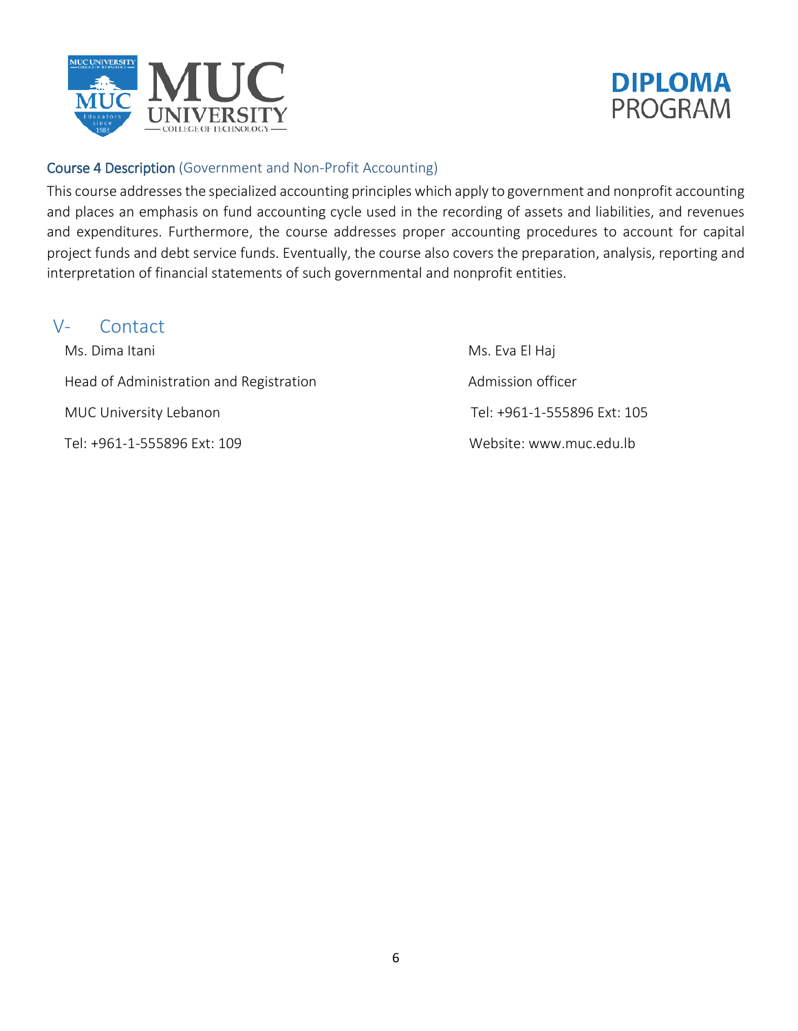### Course 4 Description (Government and Non-Profit Accounting)

This course addresses the specialized accounting principles which apply to government and nonprofit accounting and places an emphasis on fund accounting cycle used in the recording of assets and liabilities, and revenues and expenditures. Furthermore, the course addresses proper accounting procedures to account for capital project funds and debt service funds. Eventually, the course also covers the preparation, analysis, reporting and interpretation of financial statements of such governmental and nonprofit entities.

## V- Contact

Ms. Dima Itani

Head of Administration and Registration

MUC University Lebanon

Tel: +961-1-555896 Ext: 109

Ms. Eva El Haj

Admission officer

Tel: +961-1-555896 Ext: 105

Website: www.muc.edu.lb